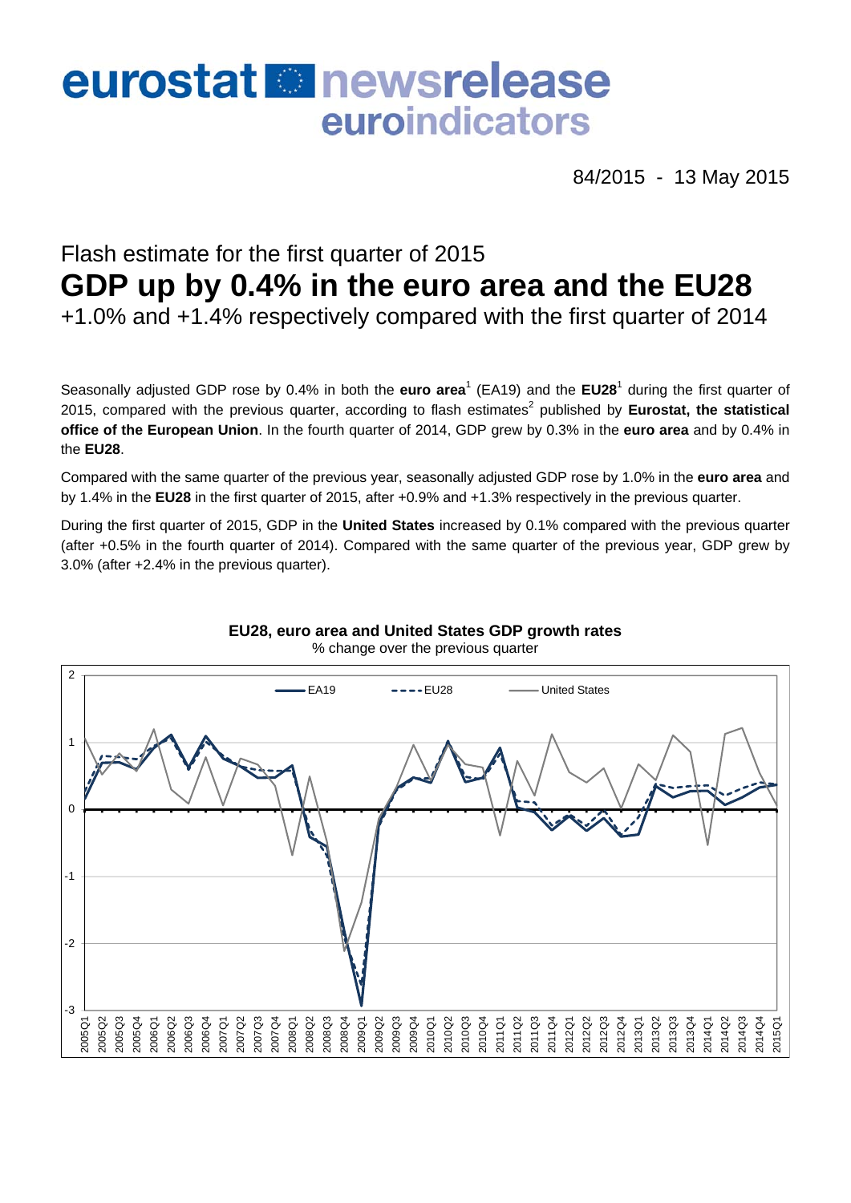# eurostat newsrelease euroindicators

84/2015 - 13 May 2015

## Flash estimate for the first quarter of 2015

# GDP up by 0.4% in the euro area and the EU28

### +1.0% and +1.4% respectively compared with the first quarter of 2014

Seasonally adjusted GDP rose by 0.4% in both the **euro area**[1] (EA19) and the **EU28**[1] during the first quarter of 2015, compared with the previous quarter, according to flash estimates[2] published by **Eurostat, the statistical office of the European Union**. In the fourth quarter of 2014, GDP grew by 0.3% in the **euro area** and by 0.4% in the **EU28**.

Compared with the same quarter of the previous year, seasonally adjusted GDP rose by 1.0% in the **euro area** and by 1.4% in the **EU28** in the first quarter of 2015, after +0.9% and +1.3% respectively in the previous quarter.

During the first quarter of 2015, GDP in the **United States** increased by 0.1% compared with the previous quarter (after +0.5% in the fourth quarter of 2014). Compared with the same quarter of the previous year, GDP grew by 3.0% (after +2.4% in the previous quarter).

**EU28, euro area and United States GDP growth rates**

% change over the previous quarter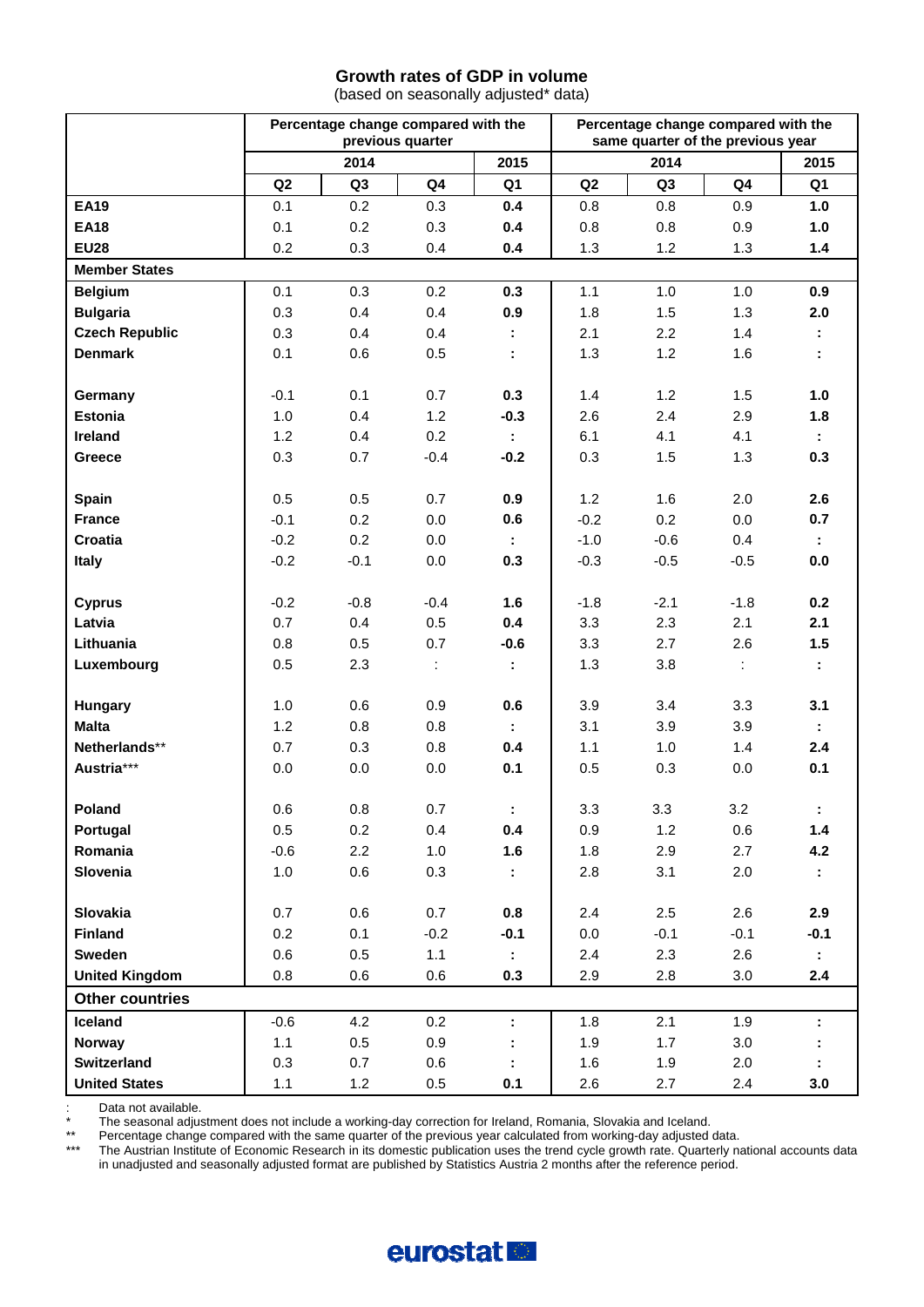## Growth rates of GDP in volume

(based on seasonally adjusted* data)

| | Percentage change compared with the previous quarter | | | | Percentage change compared with the same quarter of the previous year | | | |
|---|---|---|---|---|---|---|---|---|
| | 2014 | | | 2015 | 2014 | | | 2015 |
| | Q2 | Q3 | Q4 | Q1 | Q2 | Q3 | Q4 | Q1 |
| **EA19** | 0.1 | 0.2 | 0.3 | **0.4** | 0.8 | 0.8 | 0.9 | **1.0** |
| **EA18** | 0.1 | 0.2 | 0.3 | **0.4** | 0.8 | 0.8 | 0.9 | **1.0** |
| **EU28** | 0.2 | 0.3 | 0.4 | **0.4** | 1.3 | 1.2 | 1.3 | **1.4** |
| **Member States** | | | | | | | | |
| **Belgium** | 0.1 | 0.3 | 0.2 | **0.3** | 1.1 | 1.0 | 1.0 | **0.9** |
| **Bulgaria** | 0.3 | 0.4 | 0.4 | **0.9** | 1.8 | 1.5 | 1.3 | **2.0** |
| **Czech Republic** | 0.3 | 0.4 | 0.4 | **:** | 2.1 | 2.2 | 1.4 | **:** |
| **Denmark** | 0.1 | 0.6 | 0.5 | **:** | 1.3 | 1.2 | 1.6 | **:** |
| **Germany** | -0.1 | 0.1 | 0.7 | **0.3** | 1.4 | 1.2 | 1.5 | **1.0** |
| **Estonia** | 1.0 | 0.4 | 1.2 | **-0.3** | 2.6 | 2.4 | 2.9 | **1.8** |
| **Ireland** | 1.2 | 0.4 | 0.2 | **:** | 6.1 | 4.1 | 4.1 | **:** |
| **Greece** | 0.3 | 0.7 | -0.4 | **-0.2** | 0.3 | 1.5 | 1.3 | **0.3** |
| **Spain** | 0.5 | 0.5 | 0.7 | **0.9** | 1.2 | 1.6 | 2.0 | **2.6** |
| **France** | -0.1 | 0.2 | 0.0 | **0.6** | -0.2 | 0.2 | 0.0 | **0.7** |
| **Croatia** | -0.2 | 0.2 | 0.0 | **:** | -1.0 | -0.6 | 0.4 | **:** |
| **Italy** | -0.2 | -0.1 | 0.0 | **0.3** | -0.3 | -0.5 | -0.5 | **0.0** |
| **Cyprus** | -0.2 | -0.8 | -0.4 | **1.6** | -1.8 | -2.1 | -1.8 | **0.2** |
| **Latvia** | 0.7 | 0.4 | 0.5 | **0.4** | 3.3 | 2.3 | 2.1 | **2.1** |
| **Lithuania** | 0.8 | 0.5 | 0.7 | **-0.6** | 3.3 | 2.7 | 2.6 | **1.5** |
| **Luxembourg** | 0.5 | 2.3 | : | **:** | 1.3 | 3.8 | : | **:** |
| **Hungary** | 1.0 | 0.6 | 0.9 | **0.6** | 3.9 | 3.4 | 3.3 | **3.1** |
| **Malta** | 1.2 | 0.8 | 0.8 | **:** | 3.1 | 3.9 | 3.9 | **:** |
| **Netherlands**** | 0.7 | 0.3 | 0.8 | **0.4** | 1.1 | 1.0 | 1.4 | **2.4** |
| **Austria***** | 0.0 | 0.0 | 0.0 | **0.1** | 0.5 | 0.3 | 0.0 | **0.1** |
| **Poland** | 0.6 | 0.8 | 0.7 | **:** | 3.3 | 3.3 | 3.2 | **:** |
| **Portugal** | 0.5 | 0.2 | 0.4 | **0.4** | 0.9 | 1.2 | 0.6 | **1.4** |
| **Romania** | -0.6 | 2.2 | 1.0 | **1.6** | 1.8 | 2.9 | 2.7 | **4.2** |
| **Slovenia** | 1.0 | 0.6 | 0.3 | **:** | 2.8 | 3.1 | 2.0 | **:** |
| **Slovakia** | 0.7 | 0.6 | 0.7 | **0.8** | 2.4 | 2.5 | 2.6 | **2.9** |
| **Finland** | 0.2 | 0.1 | -0.2 | **-0.1** | 0.0 | -0.1 | -0.1 | **-0.1** |
| **Sweden** | 0.6 | 0.5 | 1.1 | **:** | 2.4 | 2.3 | 2.6 | **:** |
| **United Kingdom** | 0.8 | 0.6 | 0.6 | **0.3** | 2.9 | 2.8 | 3.0 | **2.4** |
| **Other countries** | | | | | | | | |
| **Iceland** | -0.6 | 4.2 | 0.2 | **:** | 1.8 | 2.1 | 1.9 | **:** |
| **Norway** | 1.1 | 0.5 | 0.9 | **:** | 1.9 | 1.7 | 3.0 | **:** |
| **Switzerland** | 0.3 | 0.7 | 0.6 | **:** | 1.6 | 1.9 | 2.0 | **:** |
| **United States** | 1.1 | 1.2 | 0.5 | **0.1** | 2.6 | 2.7 | 2.4 | **3.0** |

: Data not available.

\* The seasonal adjustment does not include a working-day correction for Ireland, Romania, Slovakia and Iceland.

\*\* Percentage change compared with the same quarter of the previous year calculated from working-day adjusted data.

\*\*\* The Austrian Institute of Economic Research in its domestic publication uses the trend cycle growth rate. Quarterly national accounts data in unadjusted and seasonally adjusted format are published by Statistics Austria 2 months after the reference period.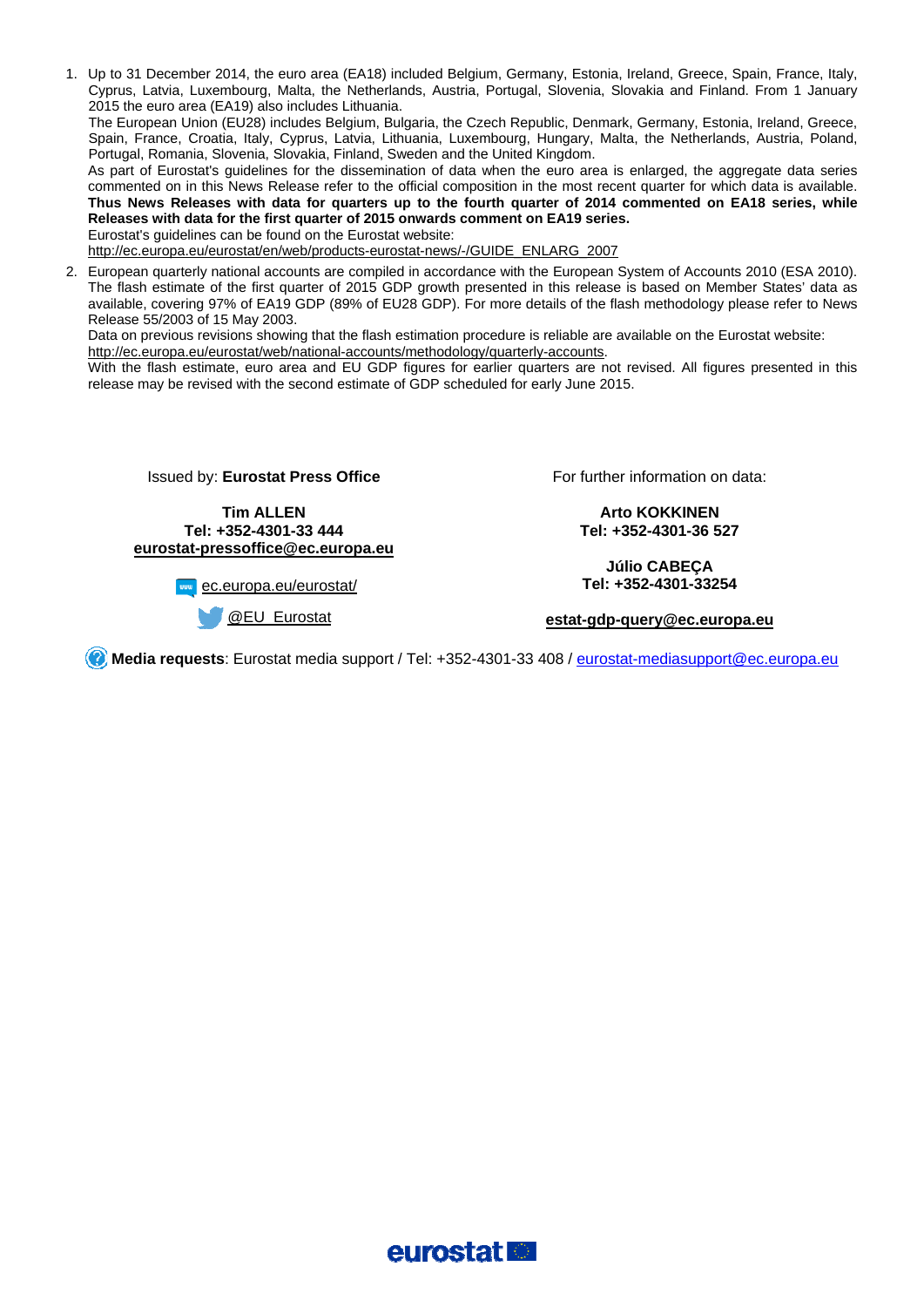1. Up to 31 December 2014, the euro area (EA18) included Belgium, Germany, Estonia, Ireland, Greece, Spain, France, Italy, Cyprus, Latvia, Luxembourg, Malta, the Netherlands, Austria, Portugal, Slovenia, Slovakia and Finland. From 1 January 2015 the euro area (EA19) also includes Lithuania.
   The European Union (EU28) includes Belgium, Bulgaria, the Czech Republic, Denmark, Germany, Estonia, Ireland, Greece, Spain, France, Croatia, Italy, Cyprus, Latvia, Lithuania, Luxembourg, Hungary, Malta, the Netherlands, Austria, Poland, Portugal, Romania, Slovenia, Slovakia, Finland, Sweden and the United Kingdom.
   As part of Eurostat's guidelines for the dissemination of data when the euro area is enlarged, the aggregate data series commented on in this News Release refer to the official composition in the most recent quarter for which data is available. **Thus News Releases with data for quarters up to the fourth quarter of 2014 commented on EA18 series, while Releases with data for the first quarter of 2015 onwards comment on EA19 series.**
   Eurostat's guidelines can be found on the Eurostat website:
   http://ec.europa.eu/eurostat/en/web/products-eurostat-news/-/GUIDE_ENLARG_2007
2. European quarterly national accounts are compiled in accordance with the European System of Accounts 2010 (ESA 2010). The flash estimate of the first quarter of 2015 GDP growth presented in this release is based on Member States' data as available, covering 97% of EA19 GDP (89% of EU28 GDP). For more details of the flash methodology please refer to News Release 55/2003 of 15 May 2003.
   Data on previous revisions showing that the flash estimation procedure is reliable are available on the Eurostat website:
   http://ec.europa.eu/eurostat/web/national-accounts/methodology/quarterly-accounts.
   With the flash estimate, euro area and EU GDP figures for earlier quarters are not revised. All figures presented in this release may be revised with the second estimate of GDP scheduled for early June 2015.

Issued by: **Eurostat Press Office**

**Tim ALLEN**
**Tel: +352-4301-33 444**
**eurostat-pressoffice@ec.europa.eu**

ec.europa.eu/eurostat/

@EU_Eurostat

For further information on data:

**Arto KOKKINEN**
**Tel: +352-4301-36 527**

**Júlio CABEÇA**
**Tel: +352-4301-33254**

**estat-gdp-query@ec.europa.eu**

**Media requests**: Eurostat media support / Tel: +352-4301-33 408 / eurostat-mediasupport@ec.europa.eu